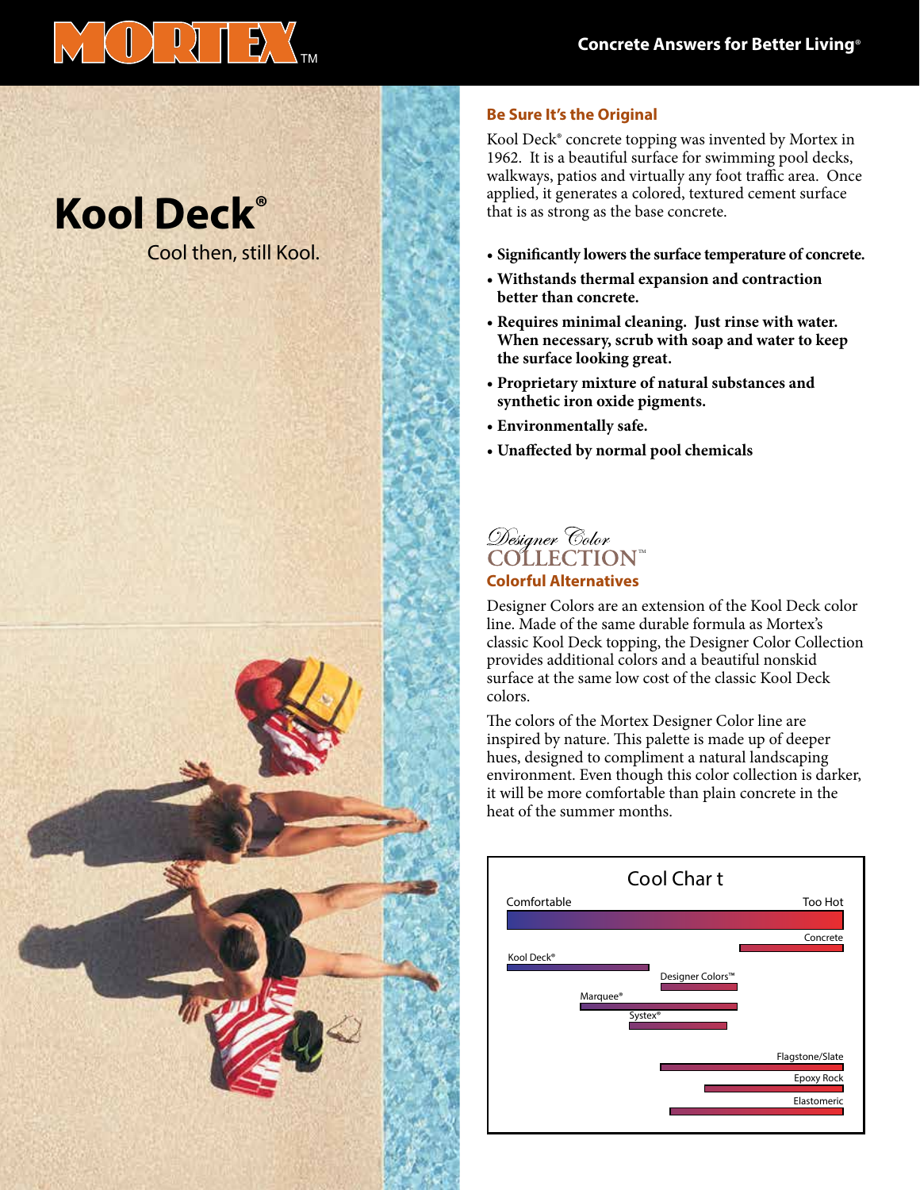# MORTEX™

**Concrete Answers for Better Living®**

# Kool Deck®

Cool then, still Kool.

## Be Sure It's the Original

Kool Deck® concrete topping was invented by Mortex in 1962. It is a beautiful surface for swimming pool decks, walkways, patios and virtually any foot traffic area. Once applied, it generates a colored, textured cement surface that is as strong as the base concrete.

- **Significantly lowers the surface temperature of concrete.**
- **Withstands thermal expansion and contraction better than concrete.**
- **Requires minimal cleaning. Just rinse with water. When necessary, scrub with soap and water to keep the surface looking great.**
- **Proprietary mixture of natural substances and synthetic iron oxide pigments.**
- **Environmentally safe.**
- **Unaffected by normal pool chemicals**

## *Designer Color* COLLECTION™

### Colorful Alternatives

Designer Colors are an extension of the Kool Deck color line. Made of the same durable formula as Mortex's classic Kool Deck topping, the Designer Color Collection provides additional colors and a beautiful nonskid surface at the same low cost of the classic Kool Deck colors.

The colors of the Mortex Designer Color line are inspired by nature. This palette is made up of deeper hues, designed to compliment a natural landscaping environment. Even though this color collection is darker, it will be more comfortable than plain concrete in the heat of the summer months.

### Cool Chart

Comfortable → Too Hot

- Concrete
- Kool Deck®
- Designer Colors™
- Marquee®
- Systex®
- Flagstone/Slate
- Epoxy Rock
- Elastomeric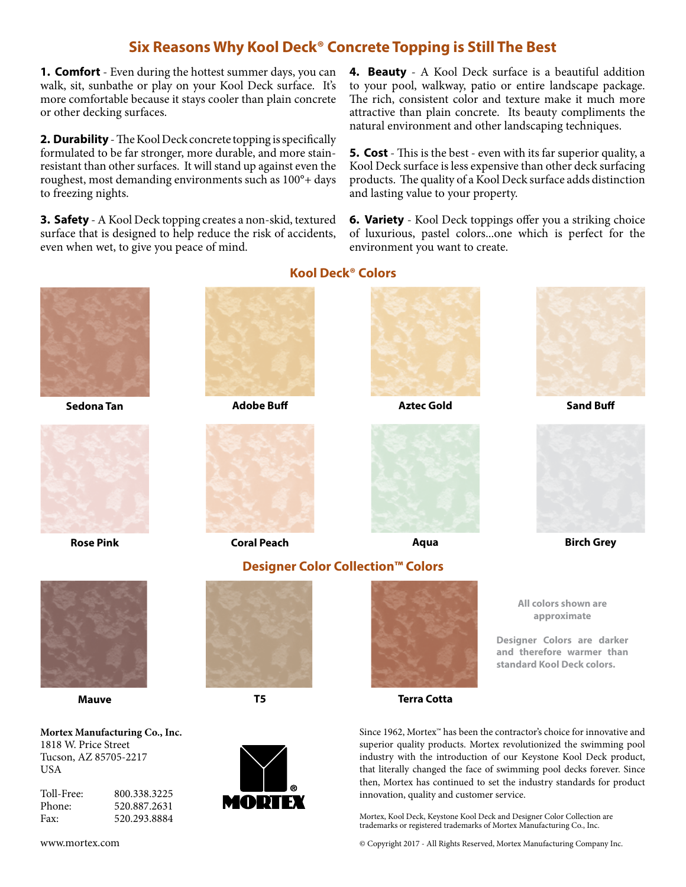# Six Reasons Why Kool Deck® Concrete Topping is Still The Best

**1. Comfort** - Even during the hottest summer days, you can walk, sit, sunbathe or play on your Kool Deck surface. It's more comfortable because it stays cooler than plain concrete or other decking surfaces.

**2. Durability** - The Kool Deck concrete topping is specifically formulated to be far stronger, more durable, and more stain-resistant than other surfaces. It will stand up against even the roughest, most demanding environments such as 100°+ days to freezing nights.

**3. Safety** - A Kool Deck topping creates a non-skid, textured surface that is designed to help reduce the risk of accidents, even when wet, to give you peace of mind.

**4. Beauty** - A Kool Deck surface is a beautiful addition to your pool, walkway, patio or entire landscape package. The rich, consistent color and texture make it much more attractive than plain concrete. Its beauty compliments the natural environment and other landscaping techniques.

**5. Cost** - This is the best - even with its far superior quality, a Kool Deck surface is less expensive than other deck surfacing products. The quality of a Kool Deck surface adds distinction and lasting value to your property.

**6. Variety** - Kool Deck toppings offer you a striking choice of luxurious, pastel colors...one which is perfect for the environment you want to create.

## Kool Deck® Colors

**Sedona Tan**

**Adobe Buff**

**Aztec Gold**

**Sand Buff**

**Rose Pink**

**Coral Peach**

**Aqua**

**Birch Grey**

## Designer Color Collection™ Colors

**Mauve**

**T5**

**Terra Cotta**

**All colors shown are approximate**

**Designer Colors are darker and therefore warmer than standard Kool Deck colors.**

**Mortex Manufacturing Co., Inc.**
1818 W. Price Street
Tucson, AZ 85705-2217
USA

| | |
|---|---|
| Toll-Free: | 800.338.3225 |
| Phone: | 520.887.2631 |
| Fax: | 520.293.8884 |

www.mortex.com

MORTEX®

Since 1962, Mortex™ has been the contractor's choice for innovative and superior quality products. Mortex revolutionized the swimming pool industry with the introduction of our Keystone Kool Deck product, that literally changed the face of swimming pool decks forever. Since then, Mortex has continued to set the industry standards for product innovation, quality and customer service.

Mortex, Kool Deck, Keystone Kool Deck and Designer Color Collection are trademarks or registered trademarks of Mortex Manufacturing Co., Inc.

© Copyright 2017 - All Rights Reserved, Mortex Manufacturing Company Inc.